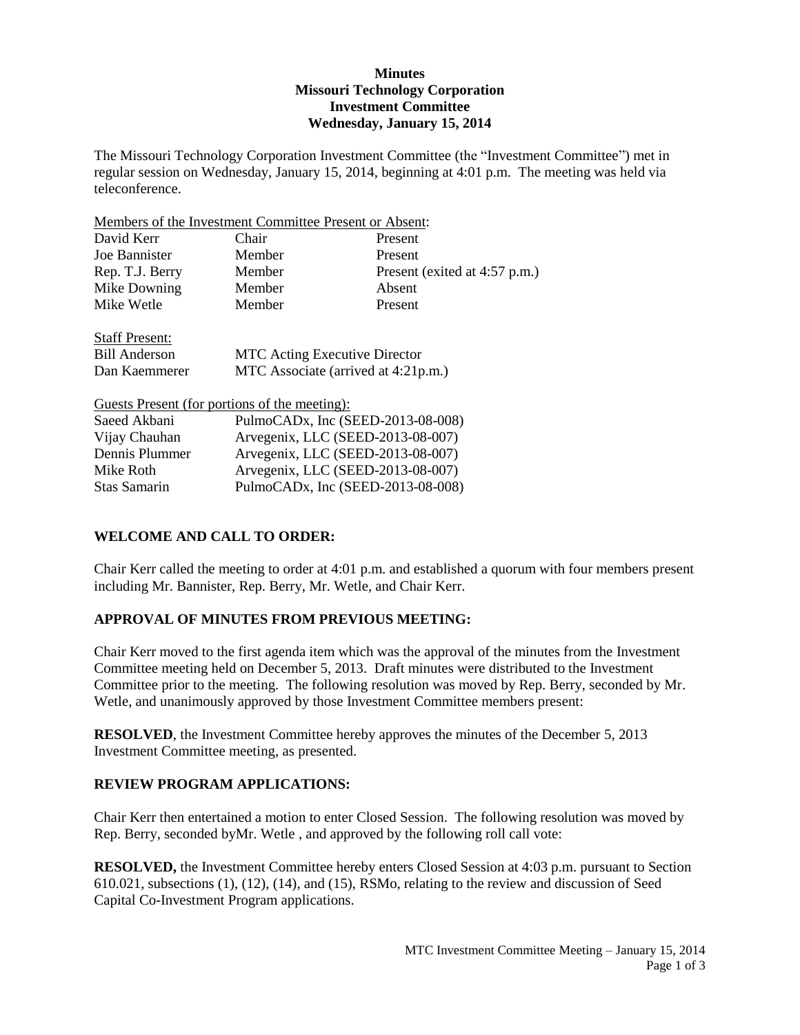**Minutes**
**Missouri Technology Corporation**
**Investment Committee**
**Wednesday, January 15, 2014**

The Missouri Technology Corporation Investment Committee (the "Investment Committee") met in regular session on Wednesday, January 15, 2014, beginning at 4:01 p.m. The meeting was held via teleconference.

Members of the Investment Committee Present or Absent:

| | | |
|---|---|---|
| David Kerr | Chair | Present |
| Joe Bannister | Member | Present |
| Rep. T.J. Berry | Member | Present (exited at 4:57 p.m.) |
| Mike Downing | Member | Absent |
| Mike Wetle | Member | Present |

Staff Present:

| | |
|---|---|
| Bill Anderson | MTC Acting Executive Director |
| Dan Kaemmerer | MTC Associate (arrived at 4:21p.m.) |

Guests Present (for portions of the meeting):

| | |
|---|---|
| Saeed Akbani | PulmoCADx, Inc (SEED-2013-08-008) |
| Vijay Chauhan | Arvegenix, LLC (SEED-2013-08-007) |
| Dennis Plummer | Arvegenix, LLC (SEED-2013-08-007) |
| Mike Roth | Arvegenix, LLC (SEED-2013-08-007) |
| Stas Samarin | PulmoCADx, Inc (SEED-2013-08-008) |

## WELCOME AND CALL TO ORDER:

Chair Kerr called the meeting to order at 4:01 p.m. and established a quorum with four members present including Mr. Bannister, Rep. Berry, Mr. Wetle, and Chair Kerr.

## APPROVAL OF MINUTES FROM PREVIOUS MEETING:

Chair Kerr moved to the first agenda item which was the approval of the minutes from the Investment Committee meeting held on December 5, 2013. Draft minutes were distributed to the Investment Committee prior to the meeting. The following resolution was moved by Rep. Berry, seconded by Mr. Wetle, and unanimously approved by those Investment Committee members present:

**RESOLVED**, the Investment Committee hereby approves the minutes of the December 5, 2013 Investment Committee meeting, as presented.

## REVIEW PROGRAM APPLICATIONS:

Chair Kerr then entertained a motion to enter Closed Session. The following resolution was moved by Rep. Berry, seconded byMr. Wetle , and approved by the following roll call vote:

**RESOLVED,** the Investment Committee hereby enters Closed Session at 4:03 p.m. pursuant to Section 610.021, subsections (1), (12), (14), and (15), RSMo, relating to the review and discussion of Seed Capital Co-Investment Program applications.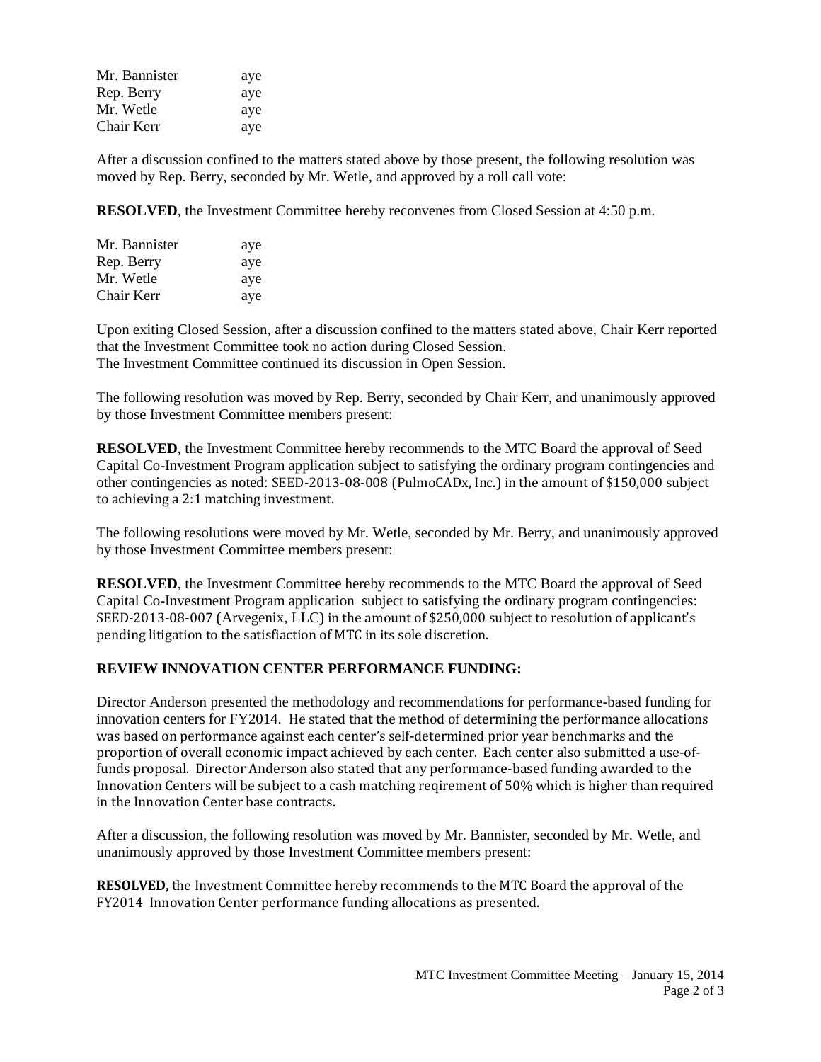| | |
|---|---|
| Mr. Bannister | aye |
| Rep. Berry | aye |
| Mr. Wetle | aye |
| Chair Kerr | aye |

After a discussion confined to the matters stated above by those present, the following resolution was moved by Rep. Berry, seconded by Mr. Wetle, and approved by a roll call vote:

**RESOLVED**, the Investment Committee hereby reconvenes from Closed Session at 4:50 p.m.

| | |
|---|---|
| Mr. Bannister | aye |
| Rep. Berry | aye |
| Mr. Wetle | aye |
| Chair Kerr | aye |

Upon exiting Closed Session, after a discussion confined to the matters stated above, Chair Kerr reported that the Investment Committee took no action during Closed Session.
The Investment Committee continued its discussion in Open Session.

The following resolution was moved by Rep. Berry, seconded by Chair Kerr, and unanimously approved by those Investment Committee members present:

**RESOLVED**, the Investment Committee hereby recommends to the MTC Board the approval of Seed Capital Co-Investment Program application subject to satisfying the ordinary program contingencies and other contingencies as noted: SEED-2013-08-008 (PulmoCADx, Inc.) in the amount of $150,000 subject to achieving a 2:1 matching investment.

The following resolutions were moved by Mr. Wetle, seconded by Mr. Berry, and unanimously approved by those Investment Committee members present:

**RESOLVED**, the Investment Committee hereby recommends to the MTC Board the approval of Seed Capital Co-Investment Program application subject to satisfying the ordinary program contingencies: SEED-2013-08-007 (Arvegenix, LLC) in the amount of $250,000 subject to resolution of applicant's pending litigation to the satisfiaction of MTC in its sole discretion.

**REVIEW INNOVATION CENTER PERFORMANCE FUNDING:**

Director Anderson presented the methodology and recommendations for performance-based funding for innovation centers for FY2014. He stated that the method of determining the performance allocations was based on performance against each center's self-determined prior year benchmarks and the proportion of overall economic impact achieved by each center. Each center also submitted a use-of-funds proposal. Director Anderson also stated that any performance-based funding awarded to the Innovation Centers will be subject to a cash matching reqirement of 50% which is higher than required in the Innovation Center base contracts.

After a discussion, the following resolution was moved by Mr. Bannister, seconded by Mr. Wetle, and unanimously approved by those Investment Committee members present:

**RESOLVED,** the Investment Committee hereby recommends to the MTC Board the approval of the FY2014 Innovation Center performance funding allocations as presented.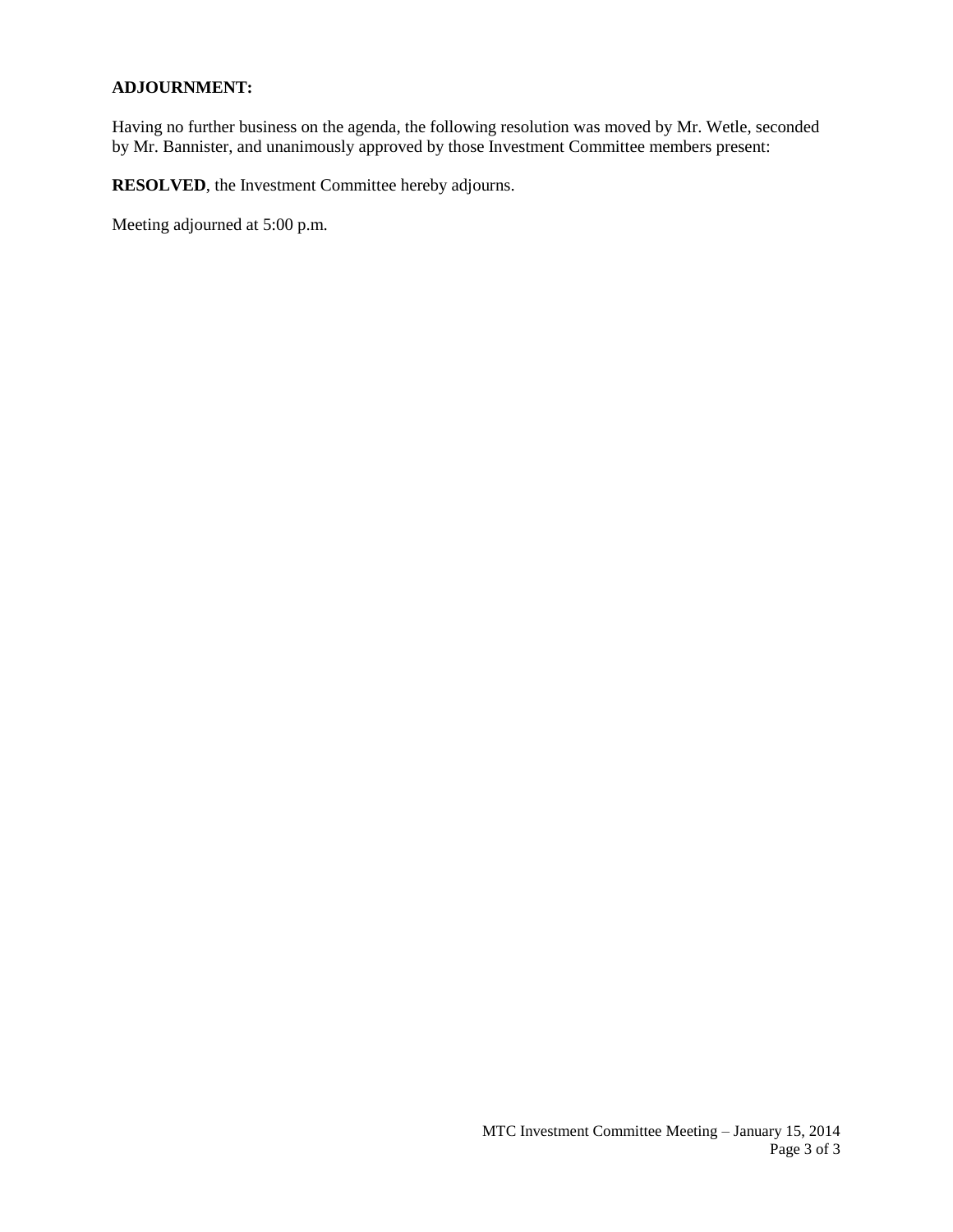**ADJOURNMENT:**

Having no further business on the agenda, the following resolution was moved by Mr. Wetle, seconded by Mr. Bannister, and unanimously approved by those Investment Committee members present:

**RESOLVED**, the Investment Committee hereby adjourns.

Meeting adjourned at 5:00 p.m.